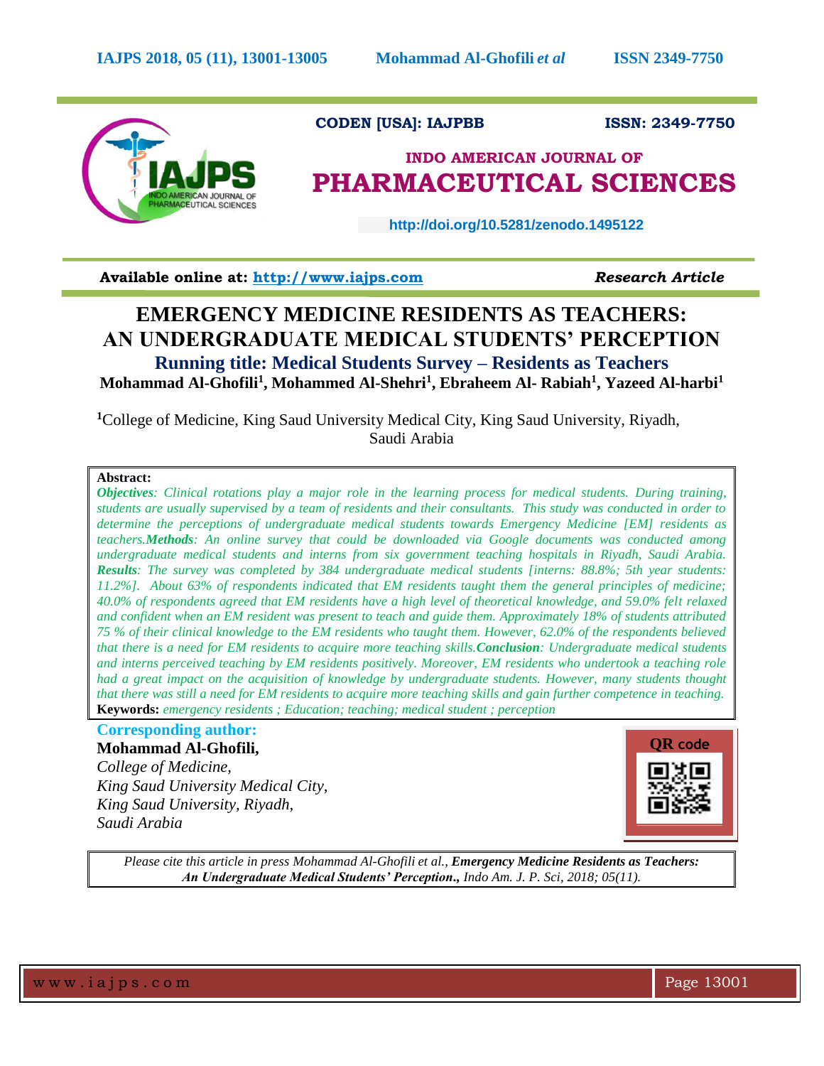CODEN [USA]: IAJPBB ISSN: 2349-7750

# INDO AMERICAN JOURNAL OF PHARMACEUTICAL SCIENCES

http://doi.org/10.5281/zenodo.1495122

**Available online at: http://www.iajps.com** ***Research Article***

# EMERGENCY MEDICINE RESIDENTS AS TEACHERS: AN UNDERGRADUATE MEDICAL STUDENTS' PERCEPTION

## Running title: Medical Students Survey – Residents as Teachers

**Mohammad Al-Ghofili[1], Mohammed Al-Shehri[1], Ebraheem Al- Rabiah[1], Yazeed Al-harbi[1]**

[1]College of Medicine, King Saud University Medical City, King Saud University, Riyadh, Saudi Arabia

**Abstract:**

***Objectives****: Clinical rotations play a major role in the learning process for medical students. During training, students are usually supervised by a team of residents and their consultants. This study was conducted in order to determine the perceptions of undergraduate medical students towards Emergency Medicine [EM] residents as teachers.* ***Methods****: An online survey that could be downloaded via Google documents was conducted among undergraduate medical students and interns from six government teaching hospitals in Riyadh, Saudi Arabia.* ***Results****: The survey was completed by 384 undergraduate medical students [interns: 88.8%; 5th year students: 11.2%]. About 63% of respondents indicated that EM residents taught them the general principles of medicine; 40.0% of respondents agreed that EM residents have a high level of theoretical knowledge, and 59.0% felt relaxed and confident when an EM resident was present to teach and guide them. Approximately 18% of students attributed 75 % of their clinical knowledge to the EM residents who taught them. However, 62.0% of the respondents believed that there is a need for EM residents to acquire more teaching skills.* ***Conclusion****: Undergraduate medical students and interns perceived teaching by EM residents positively. Moreover, EM residents who undertook a teaching role had a great impact on the acquisition of knowledge by undergraduate students. However, many students thought that there was still a need for EM residents to acquire more teaching skills and gain further competence in teaching.*

**Keywords:** *emergency residents ; Education; teaching; medical student ; perception*

**Corresponding author:**

**Mohammad Al-Ghofili,**
*College of Medicine,*
*King Saud University Medical City,*
*King Saud University, Riyadh,*
*Saudi Arabia*

QR code

*Please cite this article in press Mohammad Al-Ghofili et al.,* ***Emergency Medicine Residents as Teachers: An Undergraduate Medical Students' Perception.****, Indo Am. J. P. Sci, 2018; 05(11).*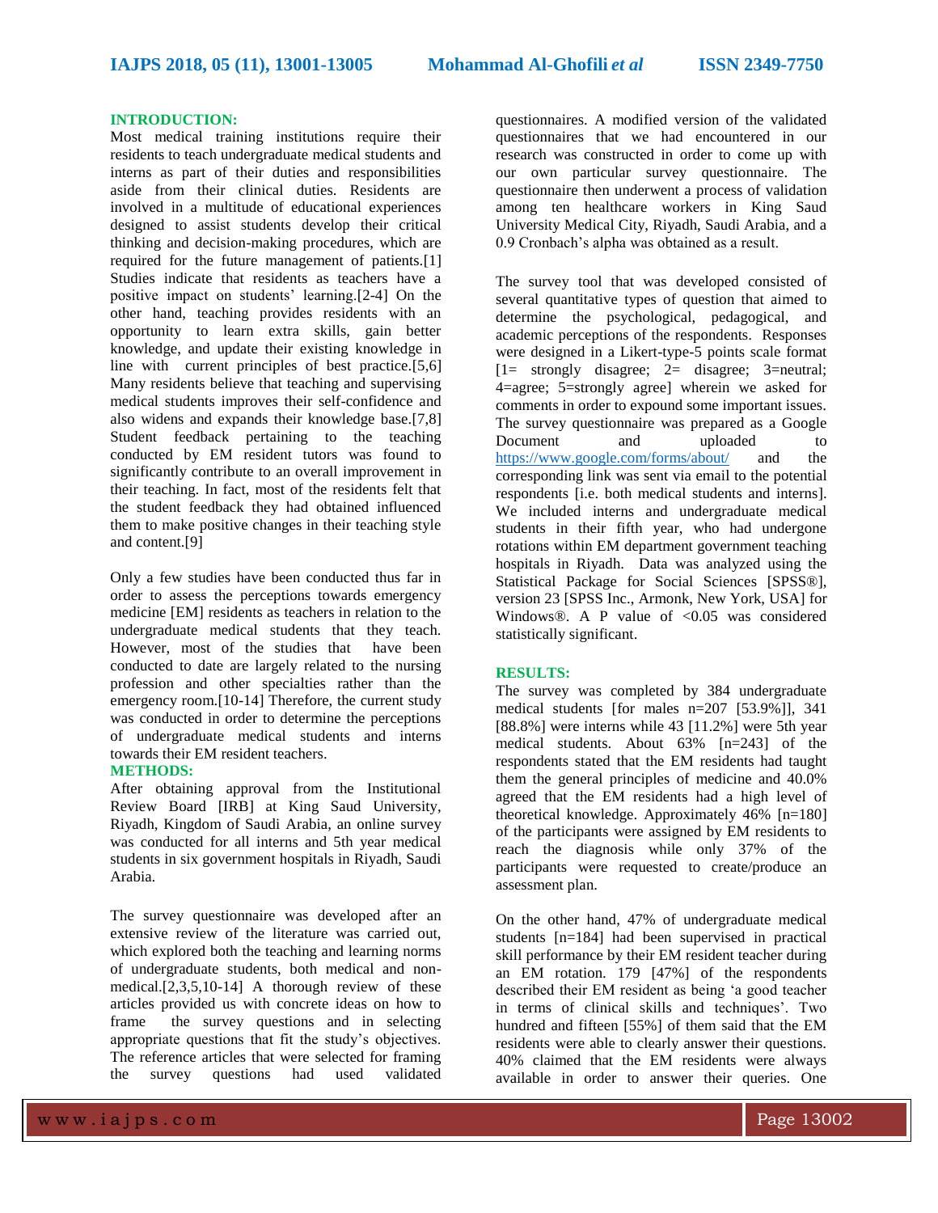## INTRODUCTION:

Most medical training institutions require their residents to teach undergraduate medical students and interns as part of their duties and responsibilities aside from their clinical duties. Residents are involved in a multitude of educational experiences designed to assist students develop their critical thinking and decision-making procedures, which are required for the future management of patients.[1] Studies indicate that residents as teachers have a positive impact on students' learning.[2-4] On the other hand, teaching provides residents with an opportunity to learn extra skills, gain better knowledge, and update their existing knowledge in line with current principles of best practice.[5,6] Many residents believe that teaching and supervising medical students improves their self-confidence and also widens and expands their knowledge base.[7,8] Student feedback pertaining to the teaching conducted by EM resident tutors was found to significantly contribute to an overall improvement in their teaching. In fact, most of the residents felt that the student feedback they had obtained influenced them to make positive changes in their teaching style and content.[9]

Only a few studies have been conducted thus far in order to assess the perceptions towards emergency medicine [EM] residents as teachers in relation to the undergraduate medical students that they teach. However, most of the studies that have been conducted to date are largely related to the nursing profession and other specialties rather than the emergency room.[10-14] Therefore, the current study was conducted in order to determine the perceptions of undergraduate medical students and interns towards their EM resident teachers.

## METHODS:

After obtaining approval from the Institutional Review Board [IRB] at King Saud University, Riyadh, Kingdom of Saudi Arabia, an online survey was conducted for all interns and 5th year medical students in six government hospitals in Riyadh, Saudi Arabia.

The survey questionnaire was developed after an extensive review of the literature was carried out, which explored both the teaching and learning norms of undergraduate students, both medical and non-medical.[2,3,5,10-14] A thorough review of these articles provided us with concrete ideas on how to frame the survey questions and in selecting appropriate questions that fit the study's objectives. The reference articles that were selected for framing the survey questions had used validated questionnaires. A modified version of the validated questionnaires that we had encountered in our research was constructed in order to come up with our own particular survey questionnaire. The questionnaire then underwent a process of validation among ten healthcare workers in King Saud University Medical City, Riyadh, Saudi Arabia, and a 0.9 Cronbach's alpha was obtained as a result.

The survey tool that was developed consisted of several quantitative types of question that aimed to determine the psychological, pedagogical, and academic perceptions of the respondents. Responses were designed in a Likert-type-5 points scale format [1= strongly disagree; 2= disagree; 3=neutral; 4=agree; 5=strongly agree] wherein we asked for comments in order to expound some important issues. The survey questionnaire was prepared as a Google Document and uploaded to https://www.google.com/forms/about/ and the corresponding link was sent via email to the potential respondents [i.e. both medical students and interns]. We included interns and undergraduate medical students in their fifth year, who had undergone rotations within EM department government teaching hospitals in Riyadh. Data was analyzed using the Statistical Package for Social Sciences [SPSS®], version 23 [SPSS Inc., Armonk, New York, USA] for Windows®. A P value of <0.05 was considered statistically significant.

## RESULTS:

The survey was completed by 384 undergraduate medical students [for males n=207 [53.9%]], 341 [88.8%] were interns while 43 [11.2%] were 5th year medical students. About 63% [n=243] of the respondents stated that the EM residents had taught them the general principles of medicine and 40.0% agreed that the EM residents had a high level of theoretical knowledge. Approximately 46% [n=180] of the participants were assigned by EM residents to reach the diagnosis while only 37% of the participants were requested to create/produce an assessment plan.

On the other hand, 47% of undergraduate medical students [n=184] had been supervised in practical skill performance by their EM resident teacher during an EM rotation. 179 [47%] of the respondents described their EM resident as being 'a good teacher in terms of clinical skills and techniques'. Two hundred and fifteen [55%] of them said that the EM residents were able to clearly answer their questions. 40% claimed that the EM residents were always available in order to answer their queries. One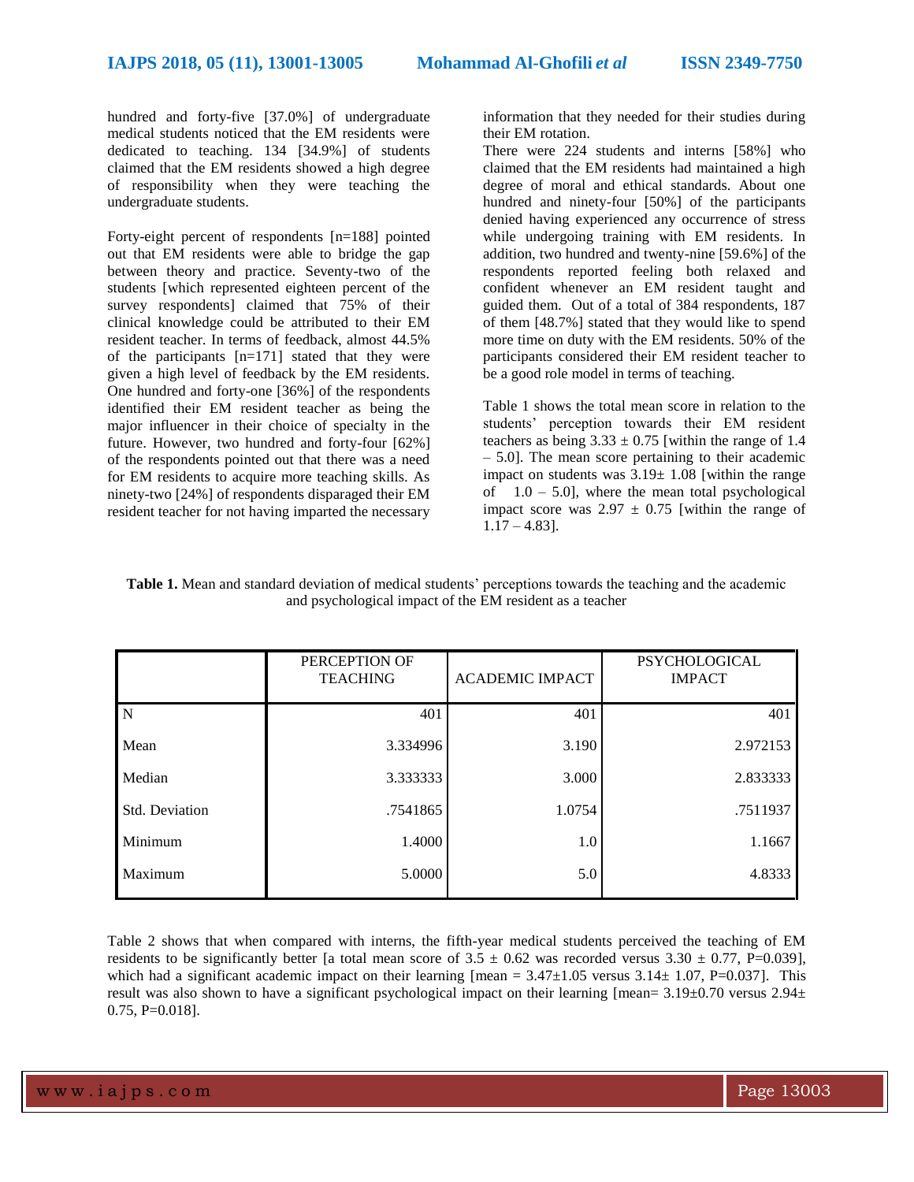hundred and forty-five [37.0%] of undergraduate medical students noticed that the EM residents were dedicated to teaching. 134 [34.9%] of students claimed that the EM residents showed a high degree of responsibility when they were teaching the undergraduate students.

Forty-eight percent of respondents [n=188] pointed out that EM residents were able to bridge the gap between theory and practice. Seventy-two of the students [which represented eighteen percent of the survey respondents] claimed that 75% of their clinical knowledge could be attributed to their EM resident teacher. In terms of feedback, almost 44.5% of the participants [n=171] stated that they were given a high level of feedback by the EM residents. One hundred and forty-one [36%] of the respondents identified their EM resident teacher as being the major influencer in their choice of specialty in the future. However, two hundred and forty-four [62%] of the respondents pointed out that there was a need for EM residents to acquire more teaching skills. As ninety-two [24%] of respondents disparaged their EM resident teacher for not having imparted the necessary information that they needed for their studies during their EM rotation.

There were 224 students and interns [58%] who claimed that the EM residents had maintained a high degree of moral and ethical standards. About one hundred and ninety-four [50%] of the participants denied having experienced any occurrence of stress while undergoing training with EM residents. In addition, two hundred and twenty-nine [59.6%] of the respondents reported feeling both relaxed and confident whenever an EM resident taught and guided them. Out of a total of 384 respondents, 187 of them [48.7%] stated that they would like to spend more time on duty with the EM residents. 50% of the participants considered their EM resident teacher to be a good role model in terms of teaching.

Table 1 shows the total mean score in relation to the students' perception towards their EM resident teachers as being $3.33 \pm 0.75$ [within the range of 1.4 – 5.0]. The mean score pertaining to their academic impact on students was $3.19 \pm 1.08$ [within the range of 1.0 – 5.0], where the mean total psychological impact score was $2.97 \pm 0.75$ [within the range of 1.17 – 4.83].

**Table 1.** Mean and standard deviation of medical students' perceptions towards the teaching and the academic and psychological impact of the EM resident as a teacher

| | PERCEPTION OF TEACHING | ACADEMIC IMPACT | PSYCHOLOGICAL IMPACT |
|---|---|---|---|
| N | 401 | 401 | 401 |
| Mean | 3.334996 | 3.190 | 2.972153 |
| Median | 3.333333 | 3.000 | 2.833333 |
| Std. Deviation | .7541865 | 1.0754 | .7511937 |
| Minimum | 1.4000 | 1.0 | 1.1667 |
| Maximum | 5.0000 | 5.0 | 4.8333 |

Table 2 shows that when compared with interns, the fifth-year medical students perceived the teaching of EM residents to be significantly better [a total mean score of $3.5 \pm 0.62$ was recorded versus $3.30 \pm 0.77$, P=0.039], which had a significant academic impact on their learning [mean = $3.47 \pm 1.05$ versus $3.14 \pm 1.07$, P=0.037]. This result was also shown to have a significant psychological impact on their learning [mean= $3.19 \pm 0.70$ versus $2.94 \pm 0.75$, P=0.018].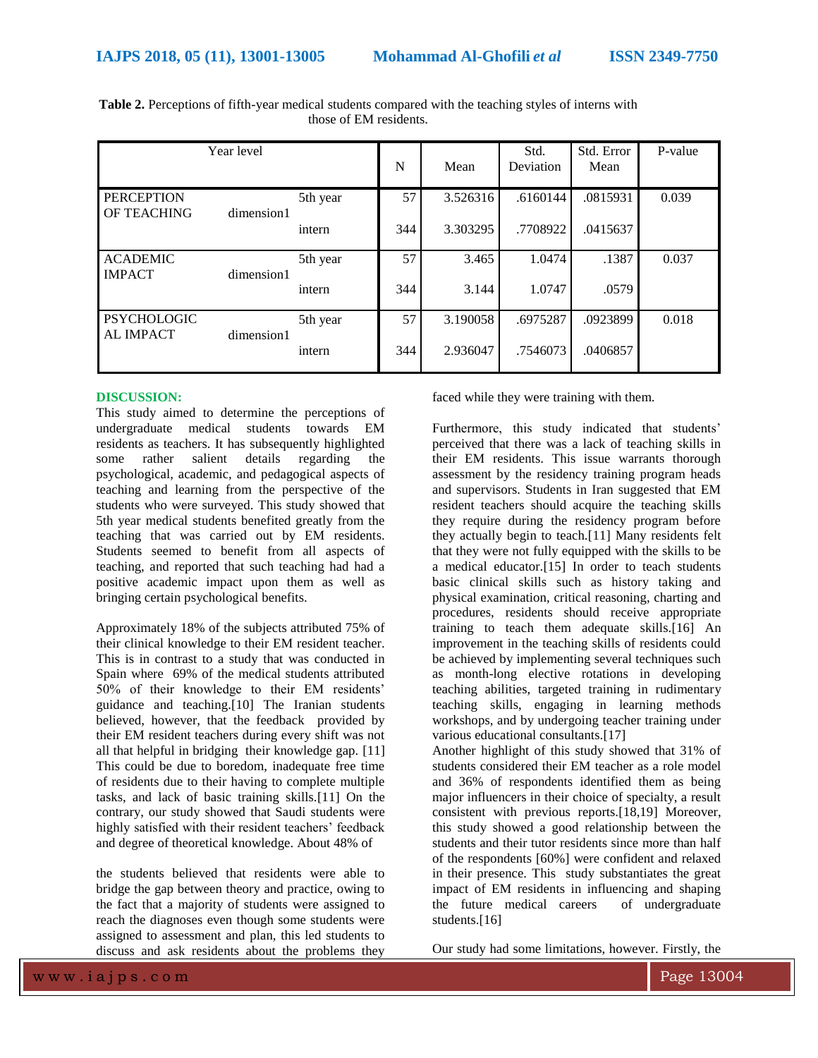**Table 2.** Perceptions of fifth-year medical students compared with the teaching styles of interns with those of EM residents.

| Year level | | | N | Mean | Std. Deviation | Std. Error Mean | P-value |
|---|---|---|---|---|---|---|---|
| PERCEPTION OF TEACHING | dimension1 | 5th year | 57 | 3.526316 | .6160144 | .0815931 | 0.039 |
| | | intern | 344 | 3.303295 | .7708922 | .0415637 | |
| ACADEMIC IMPACT | dimension1 | 5th year | 57 | 3.465 | 1.0474 | .1387 | 0.037 |
| | | intern | 344 | 3.144 | 1.0747 | .0579 | |
| PSYCHOLOGICAL IMPACT | dimension1 | 5th year | 57 | 3.190058 | .6975287 | .0923899 | 0.018 |
| | | intern | 344 | 2.936047 | .7546073 | .0406857 | |

## DISCUSSION:

This study aimed to determine the perceptions of undergraduate medical students towards EM residents as teachers. It has subsequently highlighted some rather salient details regarding the psychological, academic, and pedagogical aspects of teaching and learning from the perspective of the students who were surveyed. This study showed that 5th year medical students benefited greatly from the teaching that was carried out by EM residents. Students seemed to benefit from all aspects of teaching, and reported that such teaching had had a positive academic impact upon them as well as bringing certain psychological benefits.

Approximately 18% of the subjects attributed 75% of their clinical knowledge to their EM resident teacher. This is in contrast to a study that was conducted in Spain where 69% of the medical students attributed 50% of their knowledge to their EM residents' guidance and teaching.[10] The Iranian students believed, however, that the feedback provided by their EM resident teachers during every shift was not all that helpful in bridging their knowledge gap. [11] This could be due to boredom, inadequate free time of residents due to their having to complete multiple tasks, and lack of basic training skills.[11] On the contrary, our study showed that Saudi students were highly satisfied with their resident teachers' feedback and degree of theoretical knowledge. About 48% of the students believed that residents were able to bridge the gap between theory and practice, owing to the fact that a majority of students were assigned to reach the diagnoses even though some students were assigned to assessment and plan, this led students to discuss and ask residents about the problems they faced while they were training with them.

Furthermore, this study indicated that students' perceived that there was a lack of teaching skills in their EM residents. This issue warrants thorough assessment by the residency training program heads and supervisors. Students in Iran suggested that EM resident teachers should acquire the teaching skills they require during the residency program before they actually begin to teach.[11] Many residents felt that they were not fully equipped with the skills to be a medical educator.[15] In order to teach students basic clinical skills such as history taking and physical examination, critical reasoning, charting and procedures, residents should receive appropriate training to teach them adequate skills.[16] An improvement in the teaching skills of residents could be achieved by implementing several techniques such as month-long elective rotations in developing teaching abilities, targeted training in rudimentary teaching skills, engaging in learning methods workshops, and by undergoing teacher training under various educational consultants.[17]

Another highlight of this study showed that 31% of students considered their EM teacher as a role model and 36% of respondents identified them as being major influencers in their choice of specialty, a result consistent with previous reports.[18,19] Moreover, this study showed a good relationship between the students and their tutor residents since more than half of the respondents [60%] were confident and relaxed in their presence. This study substantiates the great impact of EM residents in influencing and shaping the future medical careers of undergraduate students.[16]

Our study had some limitations, however. Firstly, the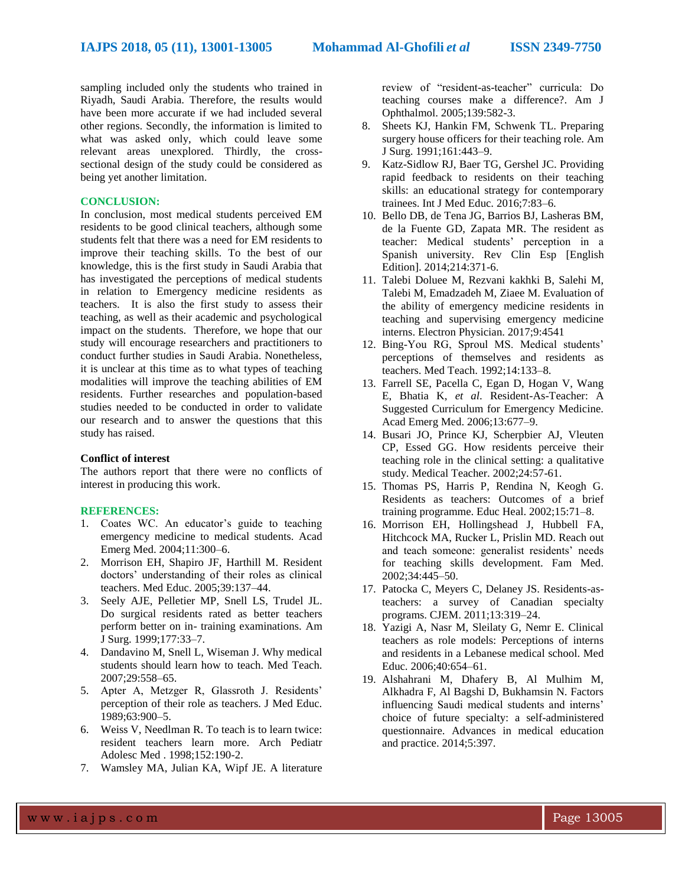sampling included only the students who trained in Riyadh, Saudi Arabia. Therefore, the results would have been more accurate if we had included several other regions. Secondly, the information is limited to what was asked only, which could leave some relevant areas unexplored. Thirdly, the cross-sectional design of the study could be considered as being yet another limitation.

## CONCLUSION:

In conclusion, most medical students perceived EM residents to be good clinical teachers, although some students felt that there was a need for EM residents to improve their teaching skills. To the best of our knowledge, this is the first study in Saudi Arabia that has investigated the perceptions of medical students in relation to Emergency medicine residents as teachers. It is also the first study to assess their teaching, as well as their academic and psychological impact on the students. Therefore, we hope that our study will encourage researchers and practitioners to conduct further studies in Saudi Arabia. Nonetheless, it is unclear at this time as to what types of teaching modalities will improve the teaching abilities of EM residents. Further researches and population-based studies needed to be conducted in order to validate our research and to answer the questions that this study has raised.

### Conflict of interest

The authors report that there were no conflicts of interest in producing this work.

## REFERENCES:

1. Coates WC. An educator's guide to teaching emergency medicine to medical students. Acad Emerg Med. 2004;11:300–6.
2. Morrison EH, Shapiro JF, Harthill M. Resident doctors' understanding of their roles as clinical teachers. Med Educ. 2005;39:137–44.
3. Seely AJE, Pelletier MP, Snell LS, Trudel JL. Do surgical residents rated as better teachers perform better on in- training examinations. Am J Surg. 1999;177:33–7.
4. Dandavino M, Snell L, Wiseman J. Why medical students should learn how to teach. Med Teach. 2007;29:558–65.
5. Apter A, Metzger R, Glassroth J. Residents' perception of their role as teachers. J Med Educ. 1989;63:900–5.
6. Weiss V, Needlman R. To teach is to learn twice: resident teachers learn more. Arch Pediatr Adolesc Med . 1998;152:190-2.
7. Wamsley MA, Julian KA, Wipf JE. A literature review of "resident-as-teacher" curricula: Do teaching courses make a difference?. Am J Ophthalmol. 2005;139:582-3.
8. Sheets KJ, Hankin FM, Schwenk TL. Preparing surgery house officers for their teaching role. Am J Surg. 1991;161:443–9.
9. Katz-Sidlow RJ, Baer TG, Gershel JC. Providing rapid feedback to residents on their teaching skills: an educational strategy for contemporary trainees. Int J Med Educ. 2016;7:83–6.
10. Bello DB, de Tena JG, Barrios BJ, Lasheras BM, de la Fuente GD, Zapata MR. The resident as teacher: Medical students' perception in a Spanish university. Rev Clin Esp [English Edition]. 2014;214:371-6.
11. Talebi Doluee M, Rezvani kakhki B, Salehi M, Talebi M, Emadzadeh M, Ziaee M. Evaluation of the ability of emergency medicine residents in teaching and supervising emergency medicine interns. Electron Physician. 2017;9:4541
12. Bing-You RG, Sproul MS. Medical students' perceptions of themselves and residents as teachers. Med Teach. 1992;14:133–8.
13. Farrell SE, Pacella C, Egan D, Hogan V, Wang E, Bhatia K, *et al*. Resident-As-Teacher: A Suggested Curriculum for Emergency Medicine. Acad Emerg Med. 2006;13:677–9.
14. Busari JO, Prince KJ, Scherpbier AJ, Vleuten CP, Essed GG. How residents perceive their teaching role in the clinical setting: a qualitative study. Medical Teacher. 2002;24:57-61.
15. Thomas PS, Harris P, Rendina N, Keogh G. Residents as teachers: Outcomes of a brief training programme. Educ Heal. 2002;15:71–8.
16. Morrison EH, Hollingshead J, Hubbell FA, Hitchcock MA, Rucker L, Prislin MD. Reach out and teach someone: generalist residents' needs for teaching skills development. Fam Med. 2002;34:445–50.
17. Patocka C, Meyers C, Delaney JS. Residents-as-teachers: a survey of Canadian specialty programs. CJEM. 2011;13:319–24.
18. Yazigi A, Nasr M, Sleilaty G, Nemr E. Clinical teachers as role models: Perceptions of interns and residents in a Lebanese medical school. Med Educ. 2006;40:654–61.
19. Alshahrani M, Dhafery B, Al Mulhim M, Alkhadra F, Al Bagshi D, Bukhamsin N. Factors influencing Saudi medical students and interns' choice of future specialty: a self-administered questionnaire. Advances in medical education and practice. 2014;5:397.